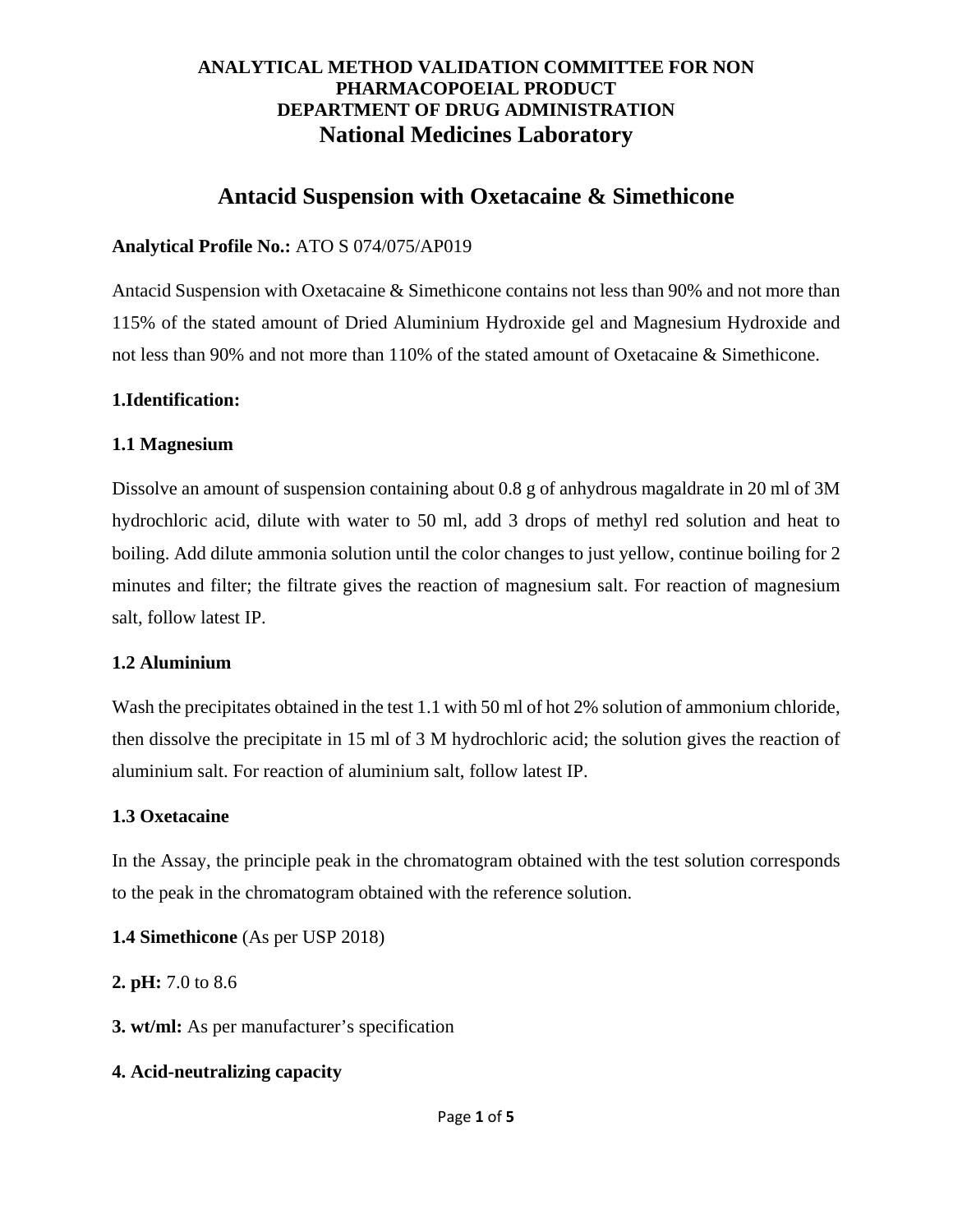**ANALYTICAL METHOD VALIDATION COMMITTEE FOR NON PHARMACOPOEIAL PRODUCT**
**DEPARTMENT OF DRUG ADMINISTRATION**
**National Medicines Laboratory**

# Antacid Suspension with Oxetacaine & Simethicone

**Analytical Profile No.:** ATO S 074/075/AP019

Antacid Suspension with Oxetacaine & Simethicone contains not less than 90% and not more than 115% of the stated amount of Dried Aluminium Hydroxide gel and Magnesium Hydroxide and not less than 90% and not more than 110% of the stated amount of Oxetacaine & Simethicone.

**1.Identification:**

**1.1 Magnesium**

Dissolve an amount of suspension containing about 0.8 g of anhydrous magaldrate in 20 ml of 3M hydrochloric acid, dilute with water to 50 ml, add 3 drops of methyl red solution and heat to boiling. Add dilute ammonia solution until the color changes to just yellow, continue boiling for 2 minutes and filter; the filtrate gives the reaction of magnesium salt. For reaction of magnesium salt, follow latest IP.

**1.2 Aluminium**

Wash the precipitates obtained in the test 1.1 with 50 ml of hot 2% solution of ammonium chloride, then dissolve the precipitate in 15 ml of 3 M hydrochloric acid; the solution gives the reaction of aluminium salt. For reaction of aluminium salt, follow latest IP.

**1.3 Oxetacaine**

In the Assay, the principle peak in the chromatogram obtained with the test solution corresponds to the peak in the chromatogram obtained with the reference solution.

**1.4 Simethicone** (As per USP 2018)

**2. pH:** 7.0 to 8.6

**3. wt/ml:** As per manufacturer's specification

**4. Acid-neutralizing capacity**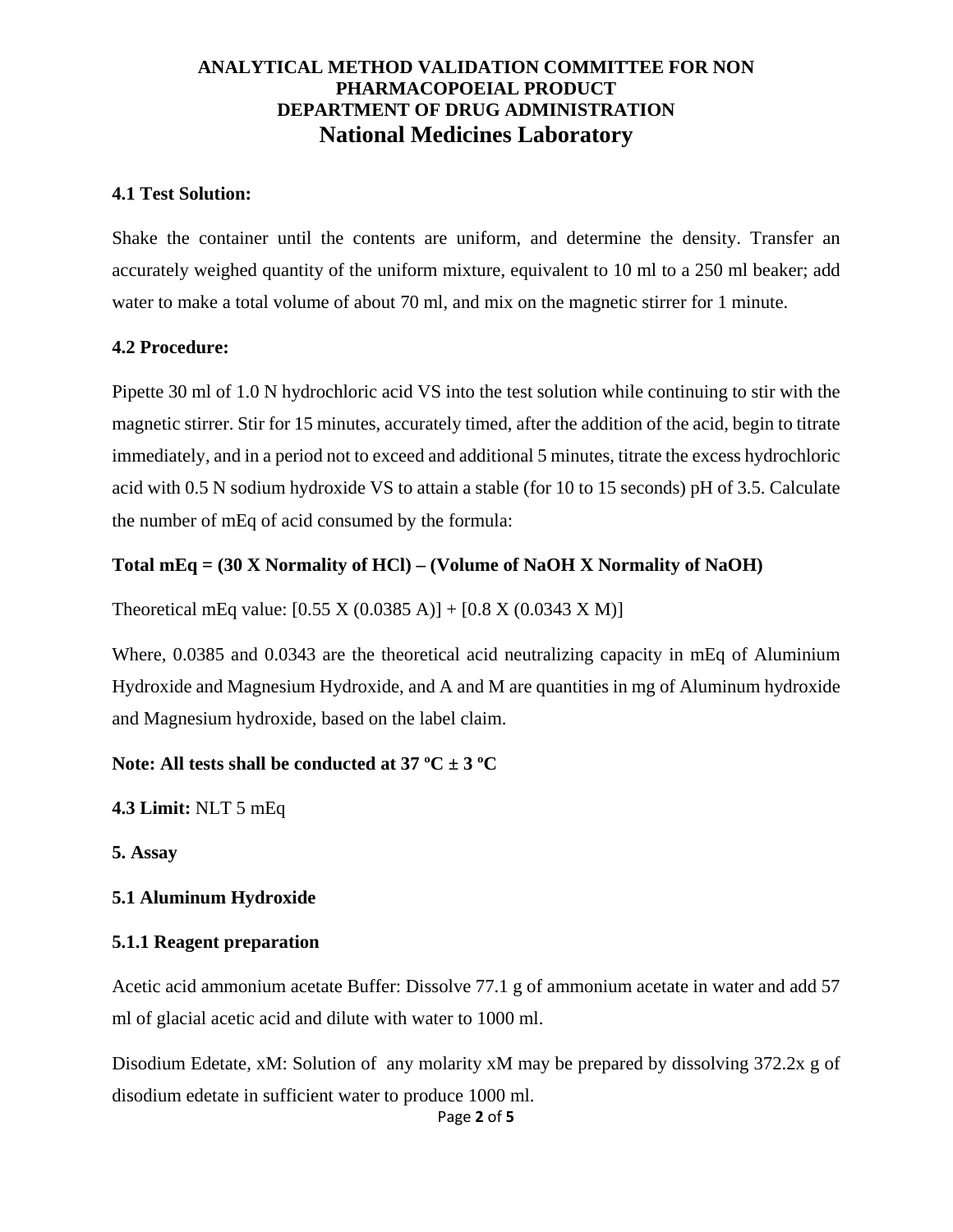#### 4.1 Test Solution:

Shake the container until the contents are uniform, and determine the density. Transfer an accurately weighed quantity of the uniform mixture, equivalent to 10 ml to a 250 ml beaker; add water to make a total volume of about 70 ml, and mix on the magnetic stirrer for 1 minute.

#### 4.2 Procedure:

Pipette 30 ml of 1.0 N hydrochloric acid VS into the test solution while continuing to stir with the magnetic stirrer. Stir for 15 minutes, accurately timed, after the addition of the acid, begin to titrate immediately, and in a period not to exceed and additional 5 minutes, titrate the excess hydrochloric acid with 0.5 N sodium hydroxide VS to attain a stable (for 10 to 15 seconds) pH of 3.5. Calculate the number of mEq of acid consumed by the formula:

**Total mEq = (30 X Normality of HCl) – (Volume of NaOH X Normality of NaOH)**

Theoretical mEq value: [0.55 X (0.0385 A)] + [0.8 X (0.0343 X M)]

Where, 0.0385 and 0.0343 are the theoretical acid neutralizing capacity in mEq of Aluminium Hydroxide and Magnesium Hydroxide, and A and M are quantities in mg of Aluminum hydroxide and Magnesium hydroxide, based on the label claim.

**Note: All tests shall be conducted at 37 ºC ± 3 ºC**

**4.3 Limit:** NLT 5 mEq

### 5. Assay

#### 5.1 Aluminum Hydroxide

#### 5.1.1 Reagent preparation

Acetic acid ammonium acetate Buffer: Dissolve 77.1 g of ammonium acetate in water and add 57 ml of glacial acetic acid and dilute with water to 1000 ml.

Disodium Edetate, xM: Solution of any molarity xM may be prepared by dissolving 372.2x g of disodium edetate in sufficient water to produce 1000 ml.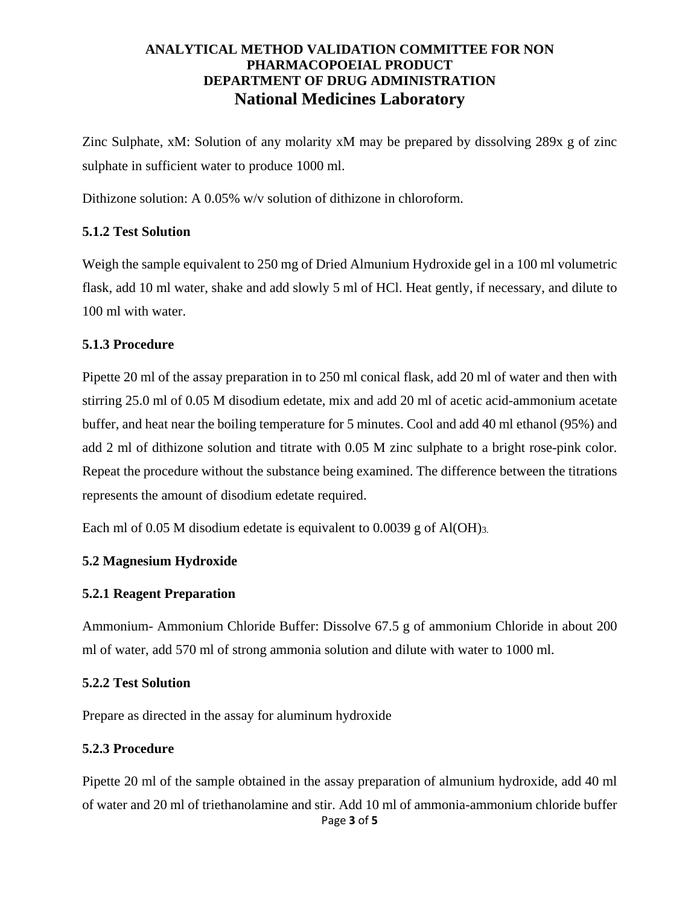Zinc Sulphate, xM: Solution of any molarity xM may be prepared by dissolving 289x g of zinc sulphate in sufficient water to produce 1000 ml.

Dithizone solution: A 0.05% w/v solution of dithizone in chloroform.

### 5.1.2 Test Solution

Weigh the sample equivalent to 250 mg of Dried Almunium Hydroxide gel in a 100 ml volumetric flask, add 10 ml water, shake and add slowly 5 ml of HCl. Heat gently, if necessary, and dilute to 100 ml with water.

### 5.1.3 Procedure

Pipette 20 ml of the assay preparation in to 250 ml conical flask, add 20 ml of water and then with stirring 25.0 ml of 0.05 M disodium edetate, mix and add 20 ml of acetic acid-ammonium acetate buffer, and heat near the boiling temperature for 5 minutes. Cool and add 40 ml ethanol (95%) and add 2 ml of dithizone solution and titrate with 0.05 M zinc sulphate to a bright rose-pink color. Repeat the procedure without the substance being examined. The difference between the titrations represents the amount of disodium edetate required.

Each ml of 0.05 M disodium edetate is equivalent to 0.0039 g of $Al(OH)_3$.

## 5.2 Magnesium Hydroxide

### 5.2.1 Reagent Preparation

Ammonium- Ammonium Chloride Buffer: Dissolve 67.5 g of ammonium Chloride in about 200 ml of water, add 570 ml of strong ammonia solution and dilute with water to 1000 ml.

### 5.2.2 Test Solution

Prepare as directed in the assay for aluminum hydroxide

### 5.2.3 Procedure

Pipette 20 ml of the sample obtained in the assay preparation of almunium hydroxide, add 40 ml of water and 20 ml of triethanolamine and stir. Add 10 ml of ammonia-ammonium chloride buffer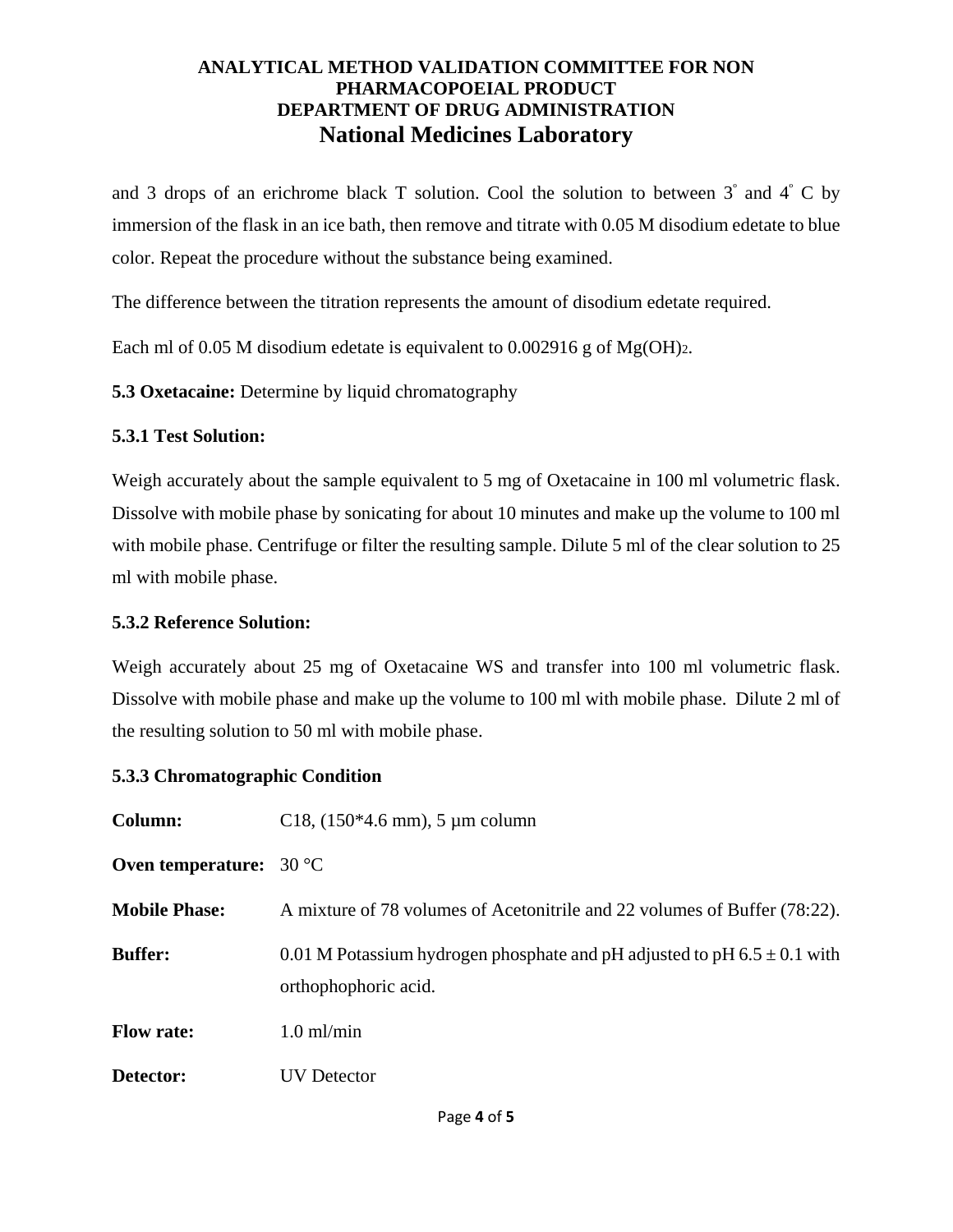and 3 drops of an erichrome black T solution. Cool the solution to between 3° and 4° C by immersion of the flask in an ice bath, then remove and titrate with 0.05 M disodium edetate to blue color. Repeat the procedure without the substance being examined.

The difference between the titration represents the amount of disodium edetate required.

Each ml of 0.05 M disodium edetate is equivalent to 0.002916 g of $Mg(OH)_2$.

**5.3 Oxetacaine:** Determine by liquid chromatography

**5.3.1 Test Solution:**

Weigh accurately about the sample equivalent to 5 mg of Oxetacaine in 100 ml volumetric flask. Dissolve with mobile phase by sonicating for about 10 minutes and make up the volume to 100 ml with mobile phase. Centrifuge or filter the resulting sample. Dilute 5 ml of the clear solution to 25 ml with mobile phase.

**5.3.2 Reference Solution:**

Weigh accurately about 25 mg of Oxetacaine WS and transfer into 100 ml volumetric flask. Dissolve with mobile phase and make up the volume to 100 ml with mobile phase. Dilute 2 ml of the resulting solution to 50 ml with mobile phase.

**5.3.3 Chromatographic Condition**

**Column:** C18, (150*4.6 mm), 5 µm column

**Oven temperature:** 30 °C

**Mobile Phase:** A mixture of 78 volumes of Acetonitrile and 22 volumes of Buffer (78:22).

**Buffer:** 0.01 M Potassium hydrogen phosphate and pH adjusted to pH 6.5 ± 0.1 with orthophophoric acid.

**Flow rate:** 1.0 ml/min

**Detector:** UV Detector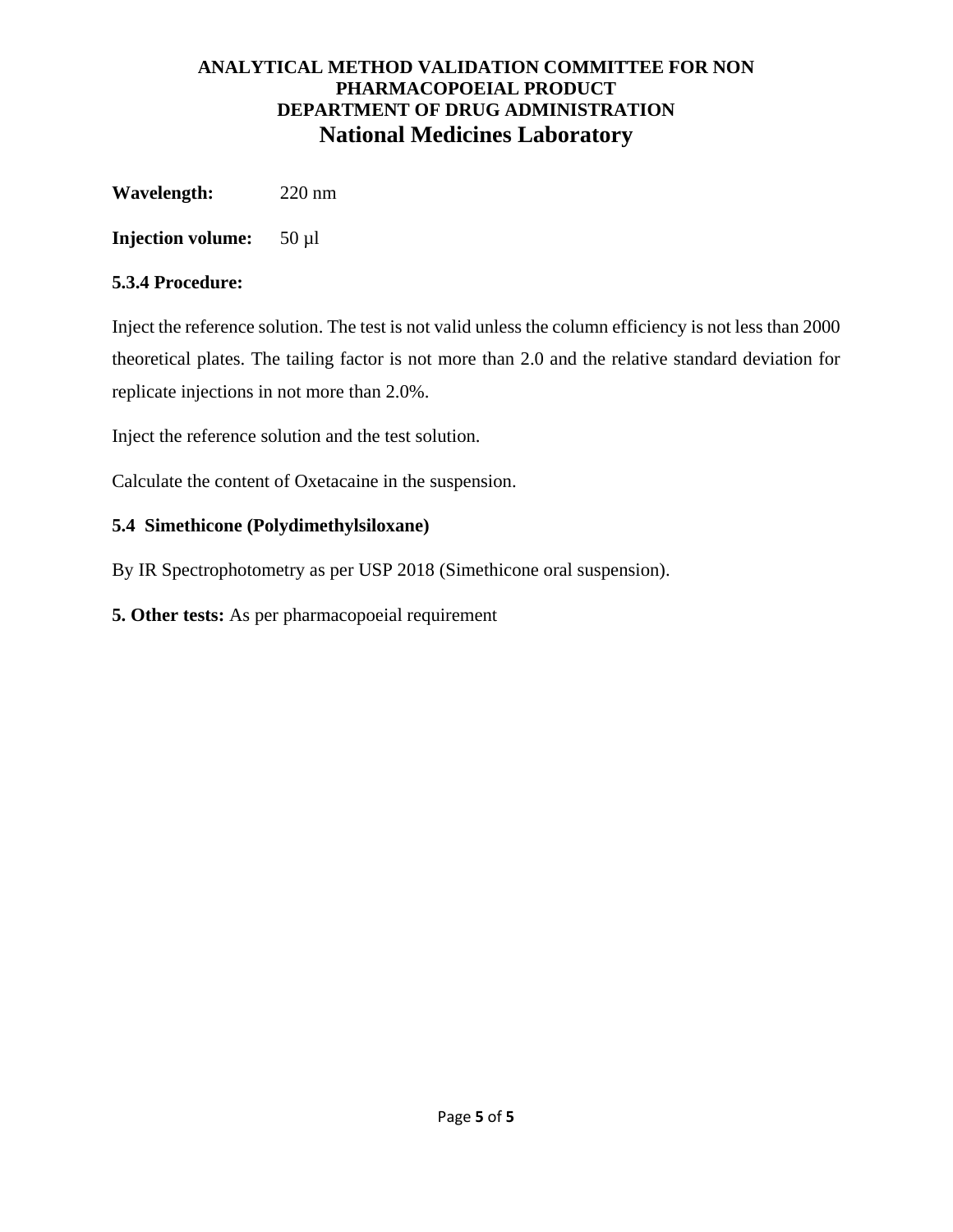**Wavelength:** 220 nm

**Injection volume:** 50 µl

**5.3.4 Procedure:**

Inject the reference solution. The test is not valid unless the column efficiency is not less than 2000 theoretical plates. The tailing factor is not more than 2.0 and the relative standard deviation for replicate injections in not more than 2.0%.

Inject the reference solution and the test solution.

Calculate the content of Oxetacaine in the suspension.

**5.4 Simethicone (Polydimethylsiloxane)**

By IR Spectrophotometry as per USP 2018 (Simethicone oral suspension).

**5. Other tests:** As per pharmacopoeial requirement